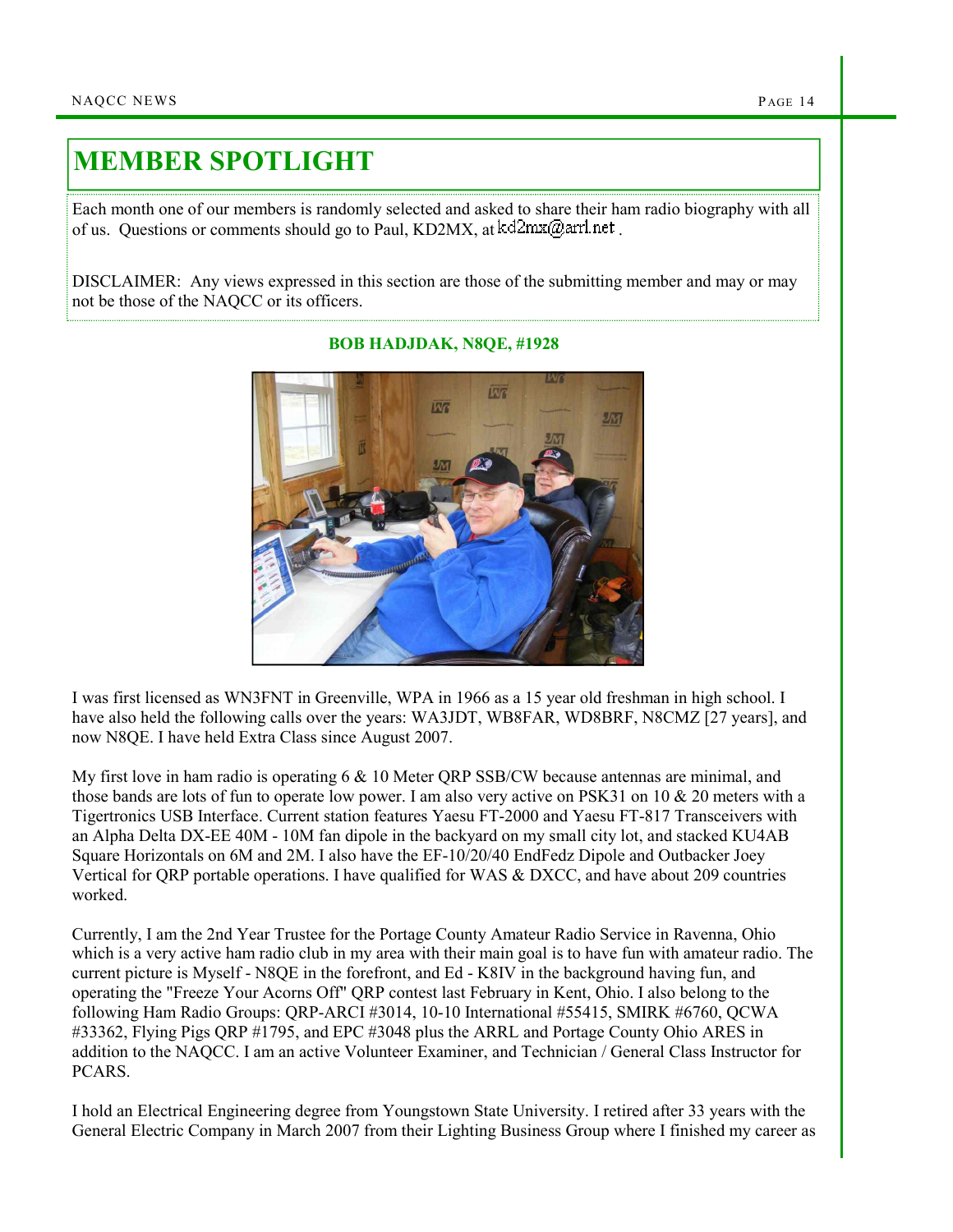# MEMBER SPOTLIGHT

Each month one of our members is randomly selected and asked to share their ham radio biography with all of us. Questions or comments should go to Paul, KD2MX, at kd2mx@arrl.net .

DISCLAIMER: Any views expressed in this section are those of the submitting member and may or may not be those of the NAQCC or its officers.

**BOB HADJDAK, N8QE, #1928**

I was first licensed as WN3FNT in Greenville, WPA in 1966 as a 15 year old freshman in high school. I have also held the following calls over the years: WA3JDT, WB8FAR, WD8BRF, N8CMZ [27 years], and now N8QE. I have held Extra Class since August 2007.

My first love in ham radio is operating 6 & 10 Meter QRP SSB/CW because antennas are minimal, and those bands are lots of fun to operate low power. I am also very active on PSK31 on 10 & 20 meters with a Tigertronics USB Interface. Current station features Yaesu FT-2000 and Yaesu FT-817 Transceivers with an Alpha Delta DX-EE 40M - 10M fan dipole in the backyard on my small city lot, and stacked KU4AB Square Horizontals on 6M and 2M. I also have the EF-10/20/40 EndFedz Dipole and Outbacker Joey Vertical for QRP portable operations. I have qualified for WAS & DXCC, and have about 209 countries worked.

Currently, I am the 2nd Year Trustee for the Portage County Amateur Radio Service in Ravenna, Ohio which is a very active ham radio club in my area with their main goal is to have fun with amateur radio. The current picture is Myself - N8QE in the forefront, and Ed - K8IV in the background having fun, and operating the "Freeze Your Acorns Off" QRP contest last February in Kent, Ohio. I also belong to the following Ham Radio Groups: QRP-ARCI #3014, 10-10 International #55415, SMIRK #6760, QCWA #33362, Flying Pigs QRP #1795, and EPC #3048 plus the ARRL and Portage County Ohio ARES in addition to the NAQCC. I am an active Volunteer Examiner, and Technician / General Class Instructor for PCARS.

I hold an Electrical Engineering degree from Youngstown State University. I retired after 33 years with the General Electric Company in March 2007 from their Lighting Business Group where I finished my career as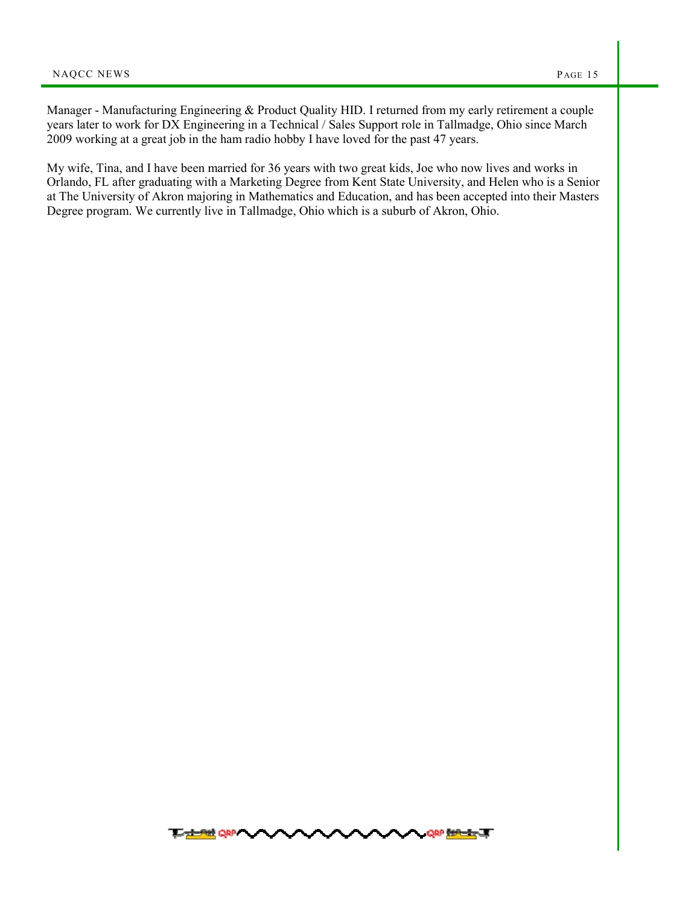Manager - Manufacturing Engineering & Product Quality HID. I returned from my early retirement a couple years later to work for DX Engineering in a Technical / Sales Support role in Tallmadge, Ohio since March 2009 working at a great job in the ham radio hobby I have loved for the past 47 years.

My wife, Tina, and I have been married for 36 years with two great kids, Joe who now lives and works in Orlando, FL after graduating with a Marketing Degree from Kent State University, and Helen who is a Senior at The University of Akron majoring in Mathematics and Education, and has been accepted into their Masters Degree program. We currently live in Tallmadge, Ohio which is a suburb of Akron, Ohio.